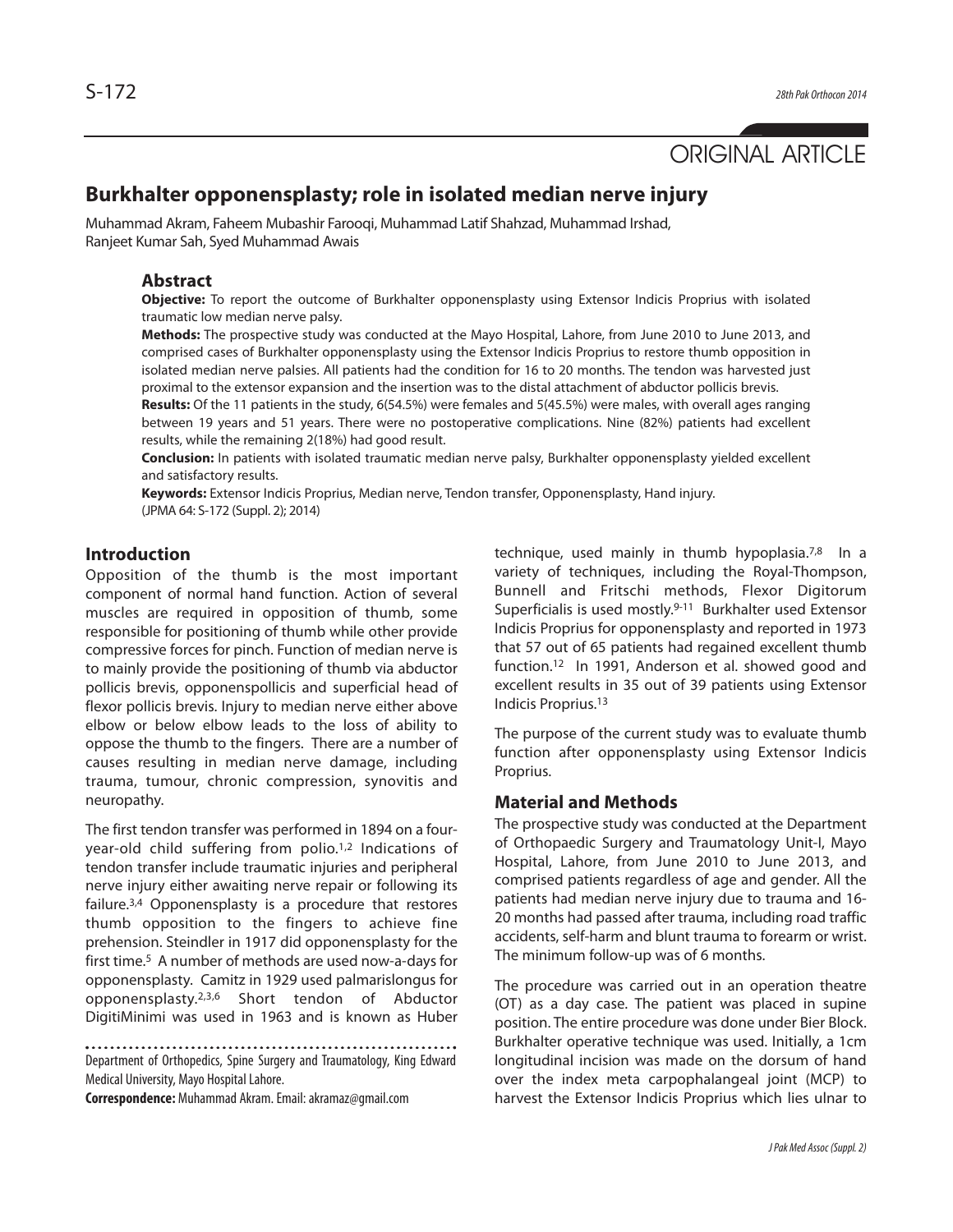ORIGINAL ARTICLE

# Burkhalter opponensplasty; role in isolated median nerve injury

Muhammad Akram, Faheem Mubashir Farooqi, Muhammad Latif Shahzad, Muhammad Irshad, Ranjeet Kumar Sah, Syed Muhammad Awais

## Abstract

**Objective:** To report the outcome of Burkhalter opponensplasty using Extensor Indicis Proprius with isolated traumatic low median nerve palsy.

**Methods:** The prospective study was conducted at the Mayo Hospital, Lahore, from June 2010 to June 2013, and comprised cases of Burkhalter opponensplasty using the Extensor Indicis Proprius to restore thumb opposition in isolated median nerve palsies. All patients had the condition for 16 to 20 months. The tendon was harvested just proximal to the extensor expansion and the insertion was to the distal attachment of abductor pollicis brevis.

**Results:** Of the 11 patients in the study, 6(54.5%) were females and 5(45.5%) were males, with overall ages ranging between 19 years and 51 years. There were no postoperative complications. Nine (82%) patients had excellent results, while the remaining 2(18%) had good result.

**Conclusion:** In patients with isolated traumatic median nerve palsy, Burkhalter opponensplasty yielded excellent and satisfactory results.

**Keywords:** Extensor Indicis Proprius, Median nerve, Tendon transfer, Opponensplasty, Hand injury.

(JPMA 64: S-172 (Suppl. 2); 2014)

## Introduction

Opposition of the thumb is the most important component of normal hand function. Action of several muscles are required in opposition of thumb, some responsible for positioning of thumb while other provide compressive forces for pinch. Function of median nerve is to mainly provide the positioning of thumb via abductor pollicis brevis, opponenspollicis and superficial head of flexor pollicis brevis. Injury to median nerve either above elbow or below elbow leads to the loss of ability to oppose the thumb to the fingers. There are a number of causes resulting in median nerve damage, including trauma, tumour, chronic compression, synovitis and neuropathy.

The first tendon transfer was performed in 1894 on a four-year-old child suffering from polio.[1,2] Indications of tendon transfer include traumatic injuries and peripheral nerve injury either awaiting nerve repair or following its failure.[3,4] Opponensplasty is a procedure that restores thumb opposition to the fingers to achieve fine prehension. Steindler in 1917 did opponensplasty for the first time.[5] A number of methods are used now-a-days for opponensplasty. Camitz in 1929 used palmarislongus for opponensplasty.[2,3,6] Short tendon of Abductor DigitiMinimi was used in 1963 and is known as Huber technique, used mainly in thumb hypoplasia.[7,8] In a variety of techniques, including the Royal-Thompson, Bunnell and Fritschi methods, Flexor Digitorum Superficialis is used mostly.[9-11] Burkhalter used Extensor Indicis Proprius for opponensplasty and reported in 1973 that 57 out of 65 patients had regained excellent thumb function.[12] In 1991, Anderson et al. showed good and excellent results in 35 out of 39 patients using Extensor Indicis Proprius.[13]

The purpose of the current study was to evaluate thumb function after opponensplasty using Extensor Indicis Proprius.

## Material and Methods

The prospective study was conducted at the Department of Orthopaedic Surgery and Traumatology Unit-I, Mayo Hospital, Lahore, from June 2010 to June 2013, and comprised patients regardless of age and gender. All the patients had median nerve injury due to trauma and 16-20 months had passed after trauma, including road traffic accidents, self-harm and blunt trauma to forearm or wrist. The minimum follow-up was of 6 months.

The procedure was carried out in an operation theatre (OT) as a day case. The patient was placed in supine position. The entire procedure was done under Bier Block. Burkhalter operative technique was used. Initially, a 1cm longitudinal incision was made on the dorsum of hand over the index meta carpophalangeal joint (MCP) to harvest the Extensor Indicis Proprius which lies ulnar to

Department of Orthopedics, Spine Surgery and Traumatology, King Edward Medical University, Mayo Hospital Lahore.

**Correspondence:** Muhammad Akram. Email: akramaz@gmail.com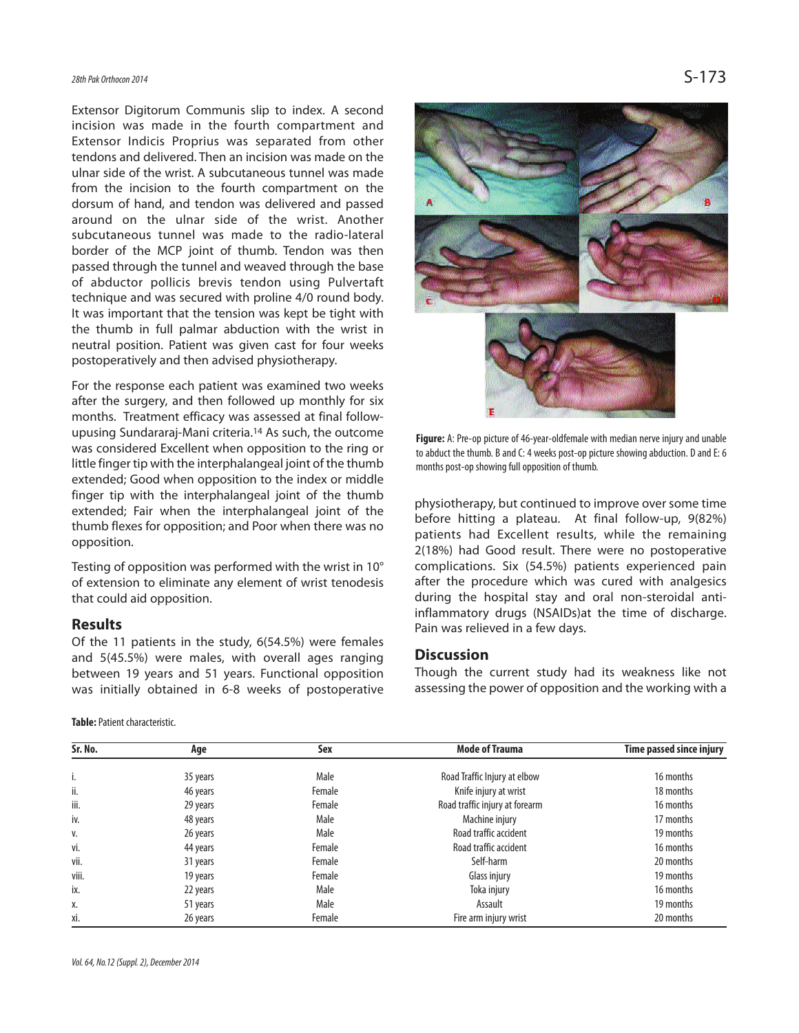Extensor Digitorum Communis slip to index. A second incision was made in the fourth compartment and Extensor Indicis Proprius was separated from other tendons and delivered. Then an incision was made on the ulnar side of the wrist. A subcutaneous tunnel was made from the incision to the fourth compartment on the dorsum of hand, and tendon was delivered and passed around on the ulnar side of the wrist. Another subcutaneous tunnel was made to the radio-lateral border of the MCP joint of thumb. Tendon was then passed through the tunnel and weaved through the base of abductor pollicis brevis tendon using Pulvertaft technique and was secured with proline 4/0 round body. It was important that the tension was kept be tight with the thumb in full palmar abduction with the wrist in neutral position. Patient was given cast for four weeks postoperatively and then advised physiotherapy.

For the response each patient was examined two weeks after the surgery, and then followed up monthly for six months. Treatment efficacy was assessed at final follow-upusing Sundararaj-Mani criteria.[14] As such, the outcome was considered Excellent when opposition to the ring or little finger tip with the interphalangeal joint of the thumb extended; Good when opposition to the index or middle finger tip with the interphalangeal joint of the thumb extended; Fair when the interphalangeal joint of the thumb flexes for opposition; and Poor when there was no opposition.

Testing of opposition was performed with the wrist in 10° of extension to eliminate any element of wrist tenodesis that could aid opposition.

## Results

Of the 11 patients in the study, 6(54.5%) were females and 5(45.5%) were males, with overall ages ranging between 19 years and 51 years. Functional opposition was initially obtained in 6-8 weeks of postoperative physiotherapy, but continued to improve over some time before hitting a plateau. At final follow-up, 9(82%) patients had Excellent results, while the remaining 2(18%) had Good result. There were no postoperative complications. Six (54.5%) patients experienced pain after the procedure which was cured with analgesics during the hospital stay and oral non-steroidal anti-inflammatory drugs (NSAIDs)at the time of discharge. Pain was relieved in a few days.

**Figure:** A: Pre-op picture of 46-year-oldfemale with median nerve injury and unable to abduct the thumb. B and C: 4 weeks post-op picture showing abduction. D and E: 6 months post-op showing full opposition of thumb.

## Discussion

Though the current study had its weakness like not assessing the power of opposition and the working with a

**Table:** Patient characteristic.

| Sr. No. | Age | Sex | Mode of Trauma | Time passed since injury |
|---|---|---|---|---|
| i. | 35 years | Male | Road Traffic Injury at elbow | 16 months |
| ii. | 46 years | Female | Knife injury at wrist | 18 months |
| iii. | 29 years | Female | Road traffic injury at forearm | 16 months |
| iv. | 48 years | Male | Machine injury | 17 months |
| v. | 26 years | Male | Road traffic accident | 19 months |
| vi. | 44 years | Female | Road traffic accident | 16 months |
| vii. | 31 years | Female | Self-harm | 20 months |
| viii. | 19 years | Female | Glass injury | 19 months |
| ix. | 22 years | Male | Toka injury | 16 months |
| x. | 51 years | Male | Assault | 19 months |
| xi. | 26 years | Female | Fire arm injury wrist | 20 months |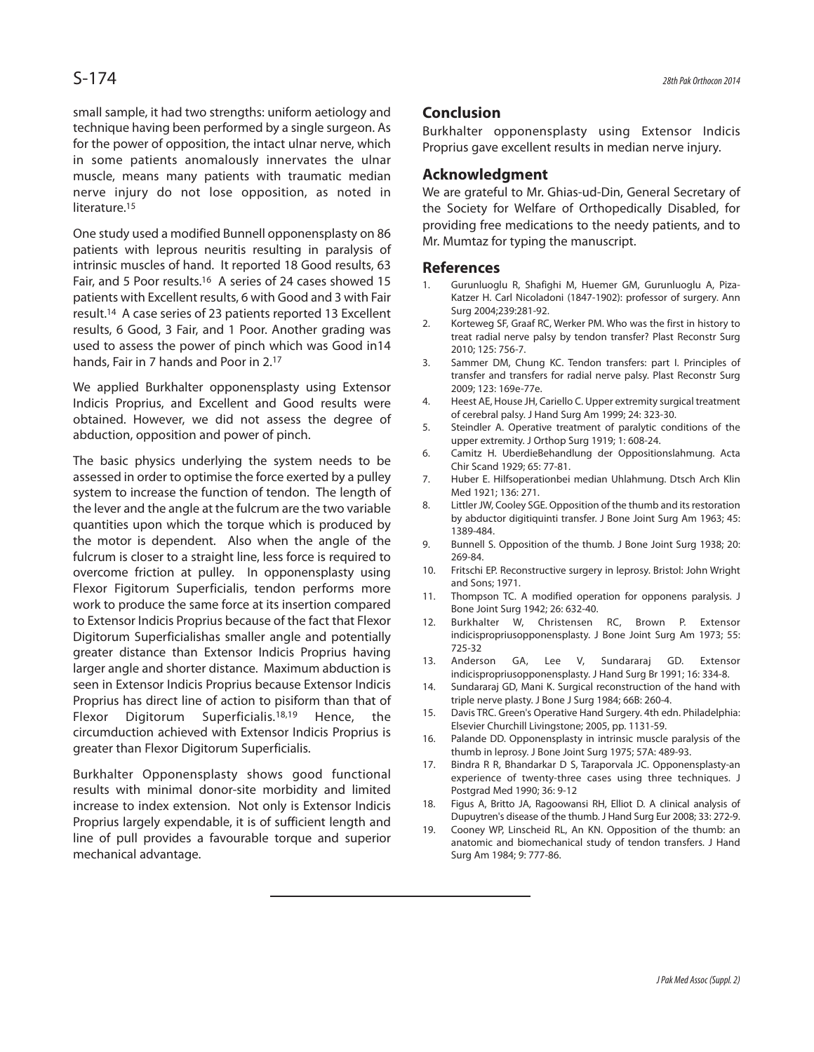small sample, it had two strengths: uniform aetiology and technique having been performed by a single surgeon. As for the power of opposition, the intact ulnar nerve, which in some patients anomalously innervates the ulnar muscle, means many patients with traumatic median nerve injury do not lose opposition, as noted in literature.[15]

One study used a modified Bunnell opponensplasty on 86 patients with leprous neuritis resulting in paralysis of intrinsic muscles of hand. It reported 18 Good results, 63 Fair, and 5 Poor results.[16] A series of 24 cases showed 15 patients with Excellent results, 6 with Good and 3 with Fair result.[14] A case series of 23 patients reported 13 Excellent results, 6 Good, 3 Fair, and 1 Poor. Another grading was used to assess the power of pinch which was Good in14 hands, Fair in 7 hands and Poor in 2.[17]

We applied Burkhalter opponensplasty using Extensor Indicis Proprius, and Excellent and Good results were obtained. However, we did not assess the degree of abduction, opposition and power of pinch.

The basic physics underlying the system needs to be assessed in order to optimise the force exerted by a pulley system to increase the function of tendon. The length of the lever and the angle at the fulcrum are the two variable quantities upon which the torque which is produced by the motor is dependent. Also when the angle of the fulcrum is closer to a straight line, less force is required to overcome friction at pulley. In opponensplasty using Flexor Figitorum Superficialis, tendon performs more work to produce the same force at its insertion compared to Extensor Indicis Proprius because of the fact that Flexor Digitorum Superficialishas smaller angle and potentially greater distance than Extensor Indicis Proprius having larger angle and shorter distance. Maximum abduction is seen in Extensor Indicis Proprius because Extensor Indicis Proprius has direct line of action to pisiform than that of Flexor Digitorum Superficialis.[18,19] Hence, the circumduction achieved with Extensor Indicis Proprius is greater than Flexor Digitorum Superficialis.

Burkhalter Opponensplasty shows good functional results with minimal donor-site morbidity and limited increase to index extension. Not only is Extensor Indicis Proprius largely expendable, it is of sufficient length and line of pull provides a favourable torque and superior mechanical advantage.

## Conclusion

Burkhalter opponensplasty using Extensor Indicis Proprius gave excellent results in median nerve injury.

## Acknowledgment

We are grateful to Mr. Ghias-ud-Din, General Secretary of the Society for Welfare of Orthopedically Disabled, for providing free medications to the needy patients, and to Mr. Mumtaz for typing the manuscript.

## References

1. Gurunluoglu R, Shafighi M, Huemer GM, Gurunluoglu A, Piza-Katzer H. Carl Nicoladoni (1847-1902): professor of surgery. Ann Surg 2004;239:281-92.
2. Korteweg SF, Graaf RC, Werker PM. Who was the first in history to treat radial nerve palsy by tendon transfer? Plast Reconstr Surg 2010; 125: 756-7.
3. Sammer DM, Chung KC. Tendon transfers: part I. Principles of transfer and transfers for radial nerve palsy. Plast Reconstr Surg 2009; 123: 169e-77e.
4. Heest AE, House JH, Cariello C. Upper extremity surgical treatment of cerebral palsy. J Hand Surg Am 1999; 24: 323-30.
5. Steindler A. Operative treatment of paralytic conditions of the upper extremity. J Orthop Surg 1919; 1: 608-24.
6. Camitz H. UberdieBehandlung der Oppositionslahmung. Acta Chir Scand 1929; 65: 77-81.
7. Huber E. Hilfsoperationbei median Uhlahmung. Dtsch Arch Klin Med 1921; 136: 271.
8. Littler JW, Cooley SGE. Opposition of the thumb and its restoration by abductor digitiquinti transfer. J Bone Joint Surg Am 1963; 45: 1389-484.
9. Bunnell S. Opposition of the thumb. J Bone Joint Surg 1938; 20: 269-84.
10. Fritschi EP. Reconstructive surgery in leprosy. Bristol: John Wright and Sons; 1971.
11. Thompson TC. A modified operation for opponens paralysis. J Bone Joint Surg 1942; 26: 632-40.
12. Burkhalter W, Christensen RC, Brown P. Extensor indicispropriusopponensplasty. J Bone Joint Surg Am 1973; 55: 725-32
13. Anderson GA, Lee V, Sundararaj GD. Extensor indicispropriusopponensplasty. J Hand Surg Br 1991; 16: 334-8.
14. Sundararaj GD, Mani K. Surgical reconstruction of the hand with triple nerve plasty. J Bone J Surg 1984; 66B: 260-4.
15. Davis TRC. Green's Operative Hand Surgery. 4th edn. Philadelphia: Elsevier Churchill Livingstone; 2005, pp. 1131-59.
16. Palande DD. Opponensplasty in intrinsic muscle paralysis of the thumb in leprosy. J Bone Joint Surg 1975; 57A: 489-93.
17. Bindra R R, Bhandarkar D S, Taraporvala JC. Opponensplasty-an experience of twenty-three cases using three techniques. J Postgrad Med 1990; 36: 9-12
18. Figus A, Britto JA, Ragoowansi RH, Elliot D. A clinical analysis of Dupuytren's disease of the thumb. J Hand Surg Eur 2008; 33: 272-9.
19. Cooney WP, Linscheid RL, An KN. Opposition of the thumb: an anatomic and biomechanical study of tendon transfers. J Hand Surg Am 1984; 9: 777-86.